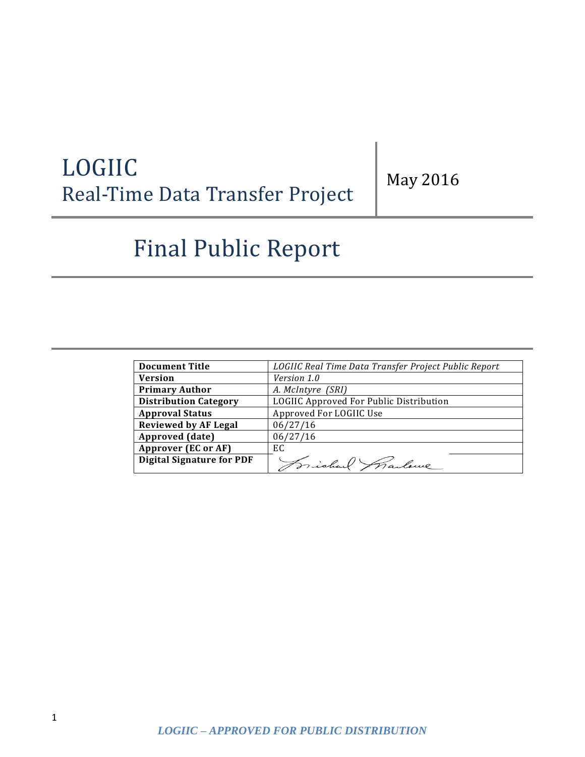# LOGIIC
## Real-Time Data Transfer Project

May 2016

# Final Public Report

| | |
|---|---|
| **Document Title** | *LOGIIC Real Time Data Transfer Project Public Report* |
| **Version** | *Version 1.0* |
| **Primary Author** | *A. McIntyre (SRI)* |
| **Distribution Category** | LOGIIC Approved For Public Distribution |
| **Approval Status** | Approved For LOGIIC Use |
| **Reviewed by AF Legal** | 06/27/16 |
| **Approved (date)** | 06/27/16 |
| **Approver (EC or AF)** | EC |
| **Digital Signature for PDF** | Michael Marlowe |

***LOGIIC – APPROVED FOR PUBLIC DISTRIBUTION***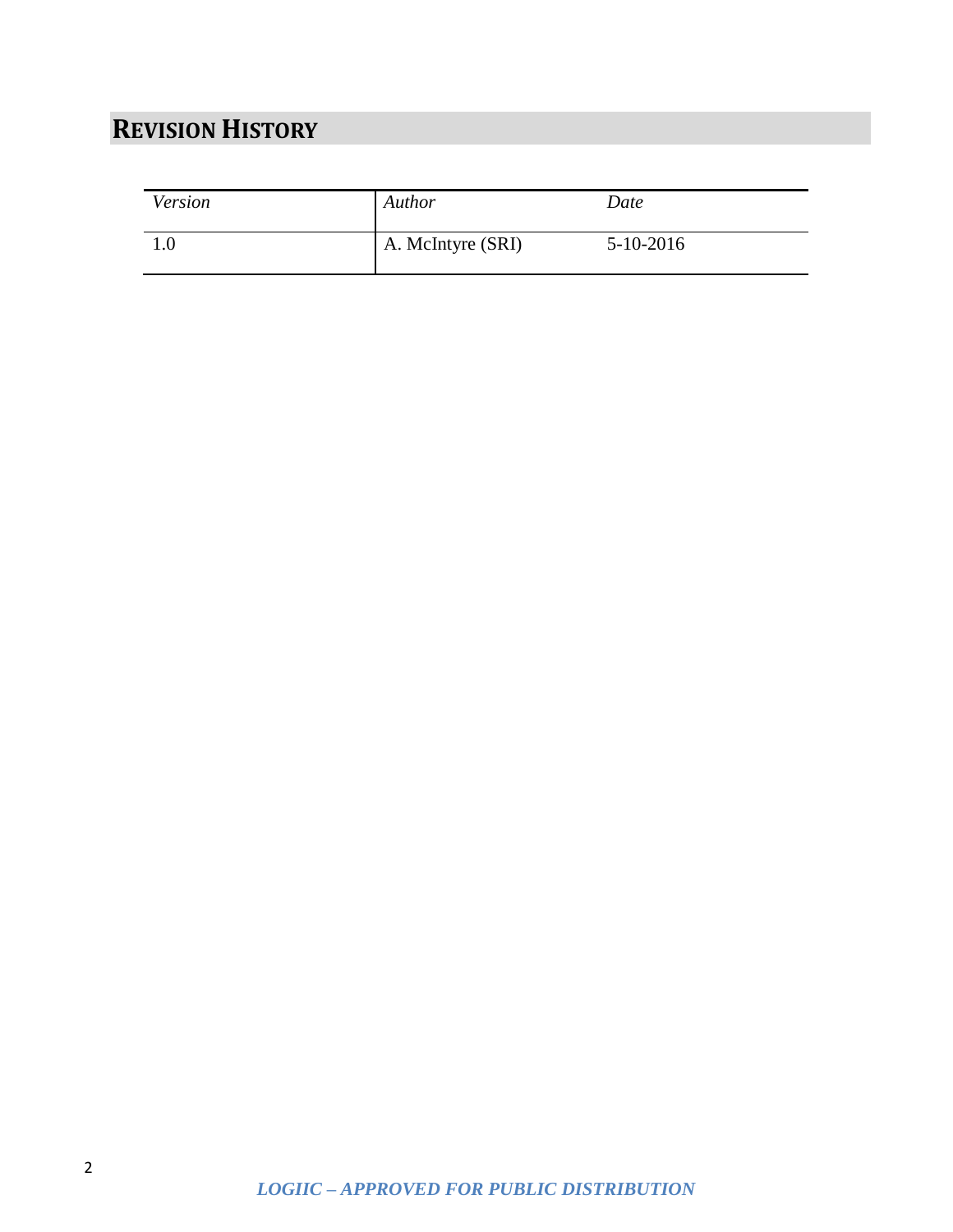# REVISION HISTORY

| *Version* | *Author* | *Date* |
| --- | --- | --- |
| 1.0 | A. McIntyre (SRI) | 5-10-2016 |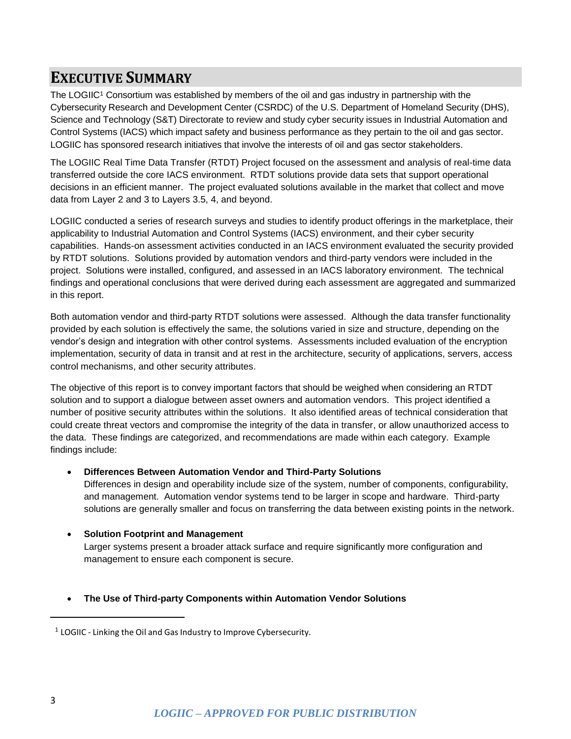# EXECUTIVE SUMMARY

The LOGIIC[1] Consortium was established by members of the oil and gas industry in partnership with the Cybersecurity Research and Development Center (CSRDC) of the U.S. Department of Homeland Security (DHS), Science and Technology (S&T) Directorate to review and study cyber security issues in Industrial Automation and Control Systems (IACS) which impact safety and business performance as they pertain to the oil and gas sector. LOGIIC has sponsored research initiatives that involve the interests of oil and gas sector stakeholders.

The LOGIIC Real Time Data Transfer (RTDT) Project focused on the assessment and analysis of real-time data transferred outside the core IACS environment. RTDT solutions provide data sets that support operational decisions in an efficient manner. The project evaluated solutions available in the market that collect and move data from Layer 2 and 3 to Layers 3.5, 4, and beyond.

LOGIIC conducted a series of research surveys and studies to identify product offerings in the marketplace, their applicability to Industrial Automation and Control Systems (IACS) environment, and their cyber security capabilities. Hands-on assessment activities conducted in an IACS environment evaluated the security provided by RTDT solutions. Solutions provided by automation vendors and third-party vendors were included in the project. Solutions were installed, configured, and assessed in an IACS laboratory environment. The technical findings and operational conclusions that were derived during each assessment are aggregated and summarized in this report.

Both automation vendor and third-party RTDT solutions were assessed. Although the data transfer functionality provided by each solution is effectively the same, the solutions varied in size and structure, depending on the vendor's design and integration with other control systems. Assessments included evaluation of the encryption implementation, security of data in transit and at rest in the architecture, security of applications, servers, access control mechanisms, and other security attributes.

The objective of this report is to convey important factors that should be weighed when considering an RTDT solution and to support a dialogue between asset owners and automation vendors. This project identified a number of positive security attributes within the solutions. It also identified areas of technical consideration that could create threat vectors and compromise the integrity of the data in transfer, or allow unauthorized access to the data. These findings are categorized, and recommendations are made within each category. Example findings include:

- **Differences Between Automation Vendor and Third-Party Solutions**
  Differences in design and operability include size of the system, number of components, configurability, and management. Automation vendor systems tend to be larger in scope and hardware. Third-party solutions are generally smaller and focus on transferring the data between existing points in the network.

- **Solution Footprint and Management**
  Larger systems present a broader attack surface and require significantly more configuration and management to ensure each component is secure.

- **The Use of Third-party Components within Automation Vendor Solutions**

[1] LOGIIC - Linking the Oil and Gas Industry to Improve Cybersecurity.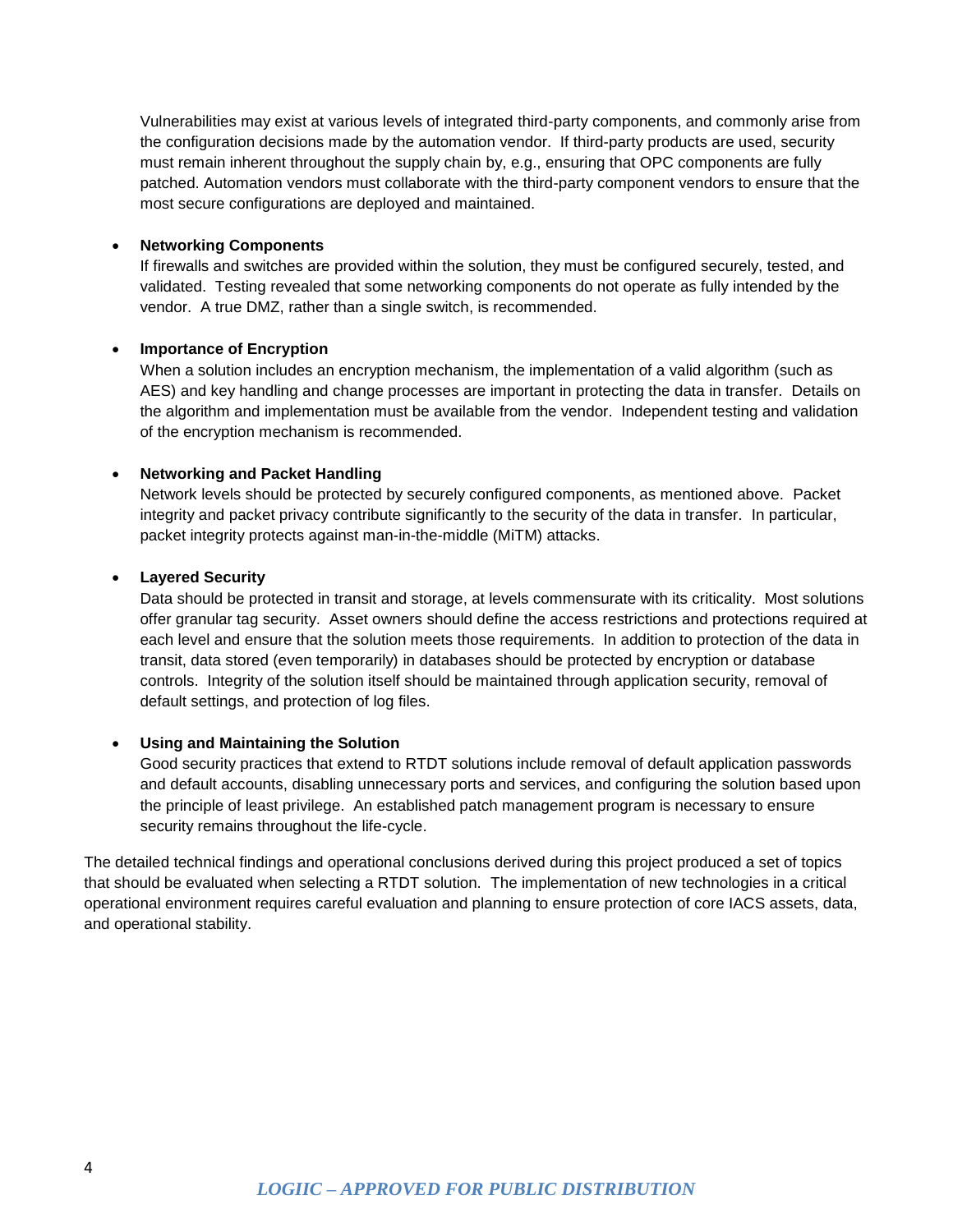Vulnerabilities may exist at various levels of integrated third-party components, and commonly arise from the configuration decisions made by the automation vendor. If third-party products are used, security must remain inherent throughout the supply chain by, e.g., ensuring that OPC components are fully patched. Automation vendors must collaborate with the third-party component vendors to ensure that the most secure configurations are deployed and maintained.

- **Networking Components**
  If firewalls and switches are provided within the solution, they must be configured securely, tested, and validated. Testing revealed that some networking components do not operate as fully intended by the vendor. A true DMZ, rather than a single switch, is recommended.

- **Importance of Encryption**
  When a solution includes an encryption mechanism, the implementation of a valid algorithm (such as AES) and key handling and change processes are important in protecting the data in transfer. Details on the algorithm and implementation must be available from the vendor. Independent testing and validation of the encryption mechanism is recommended.

- **Networking and Packet Handling**
  Network levels should be protected by securely configured components, as mentioned above. Packet integrity and packet privacy contribute significantly to the security of the data in transfer. In particular, packet integrity protects against man-in-the-middle (MiTM) attacks.

- **Layered Security**
  Data should be protected in transit and storage, at levels commensurate with its criticality. Most solutions offer granular tag security. Asset owners should define the access restrictions and protections required at each level and ensure that the solution meets those requirements. In addition to protection of the data in transit, data stored (even temporarily) in databases should be protected by encryption or database controls. Integrity of the solution itself should be maintained through application security, removal of default settings, and protection of log files.

- **Using and Maintaining the Solution**
  Good security practices that extend to RTDT solutions include removal of default application passwords and default accounts, disabling unnecessary ports and services, and configuring the solution based upon the principle of least privilege. An established patch management program is necessary to ensure security remains throughout the life-cycle.

The detailed technical findings and operational conclusions derived during this project produced a set of topics that should be evaluated when selecting a RTDT solution. The implementation of new technologies in a critical operational environment requires careful evaluation and planning to ensure protection of core IACS assets, data, and operational stability.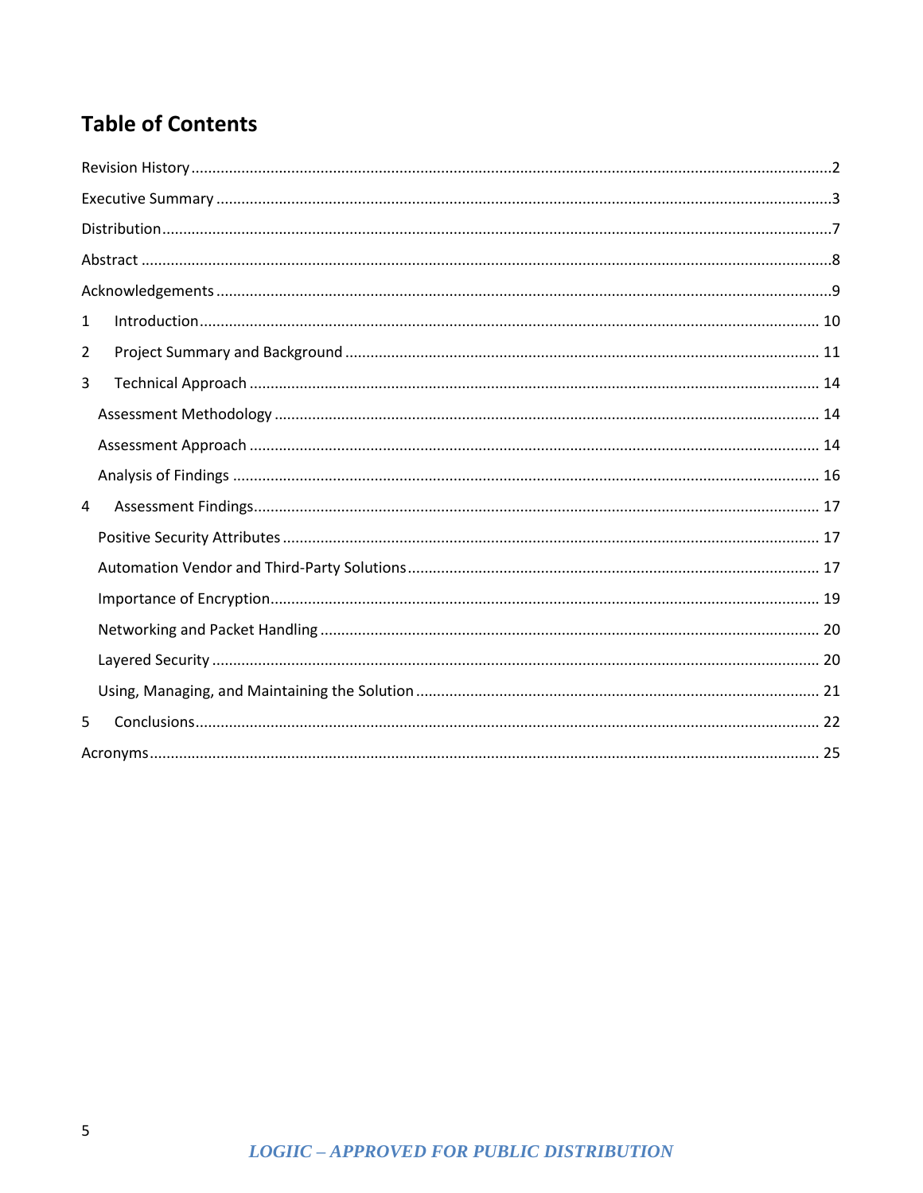# Table of Contents

Revision History ..... 2

Executive Summary ..... 3

Distribution ..... 7

Abstract ..... 8

Acknowledgements ..... 9

1 Introduction ..... 10

2 Project Summary and Background ..... 11

3 Technical Approach ..... 14

- Assessment Methodology ..... 14
- Assessment Approach ..... 14
- Analysis of Findings ..... 16

4 Assessment Findings ..... 17

- Positive Security Attributes ..... 17
- Automation Vendor and Third-Party Solutions ..... 17
- Importance of Encryption ..... 19
- Networking and Packet Handling ..... 20
- Layered Security ..... 20
- Using, Managing, and Maintaining the Solution ..... 21

5 Conclusions ..... 22

Acronyms ..... 25

*LOGIIC – APPROVED FOR PUBLIC DISTRIBUTION*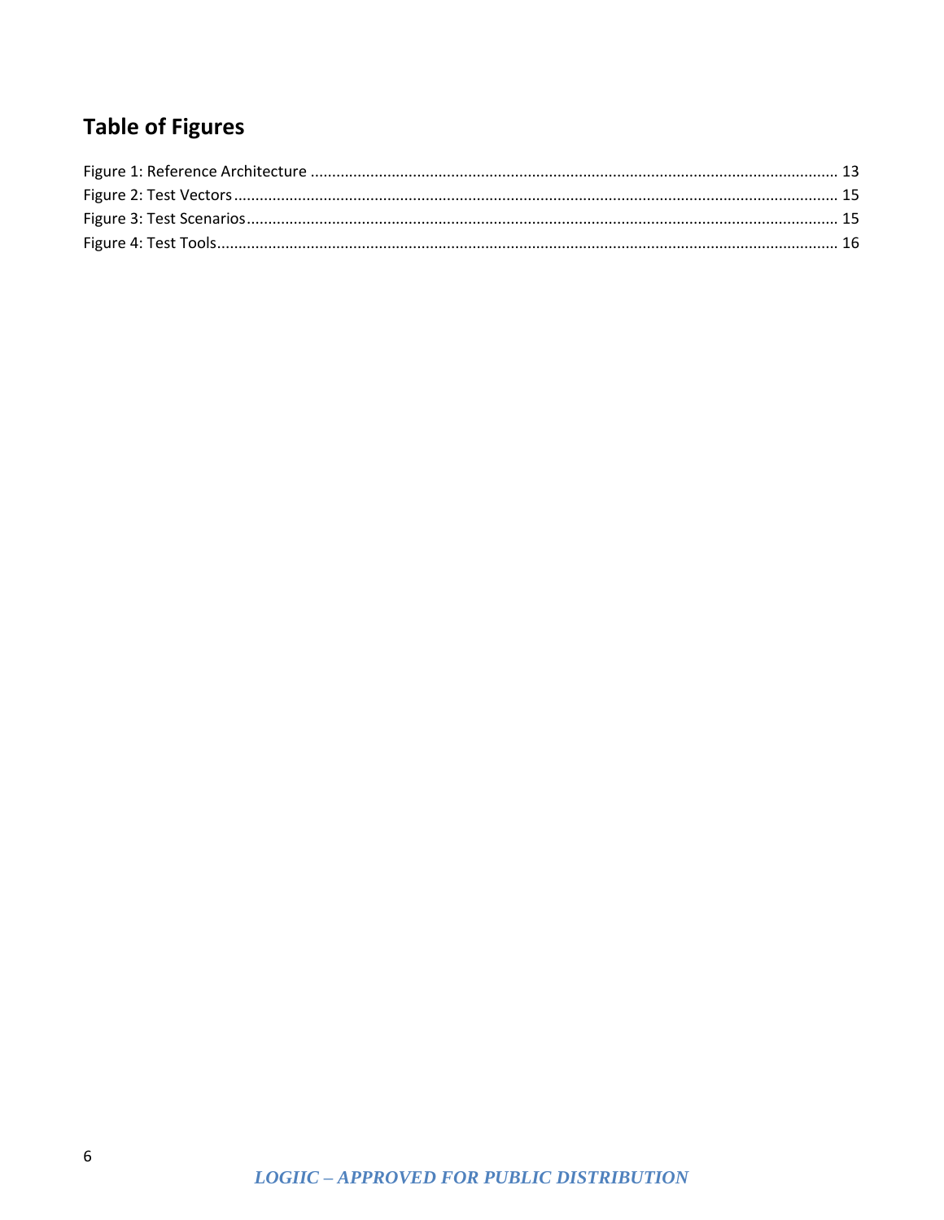# Table of Figures

Figure 1: Reference Architecture .......... 13
Figure 2: Test Vectors .......... 15
Figure 3: Test Scenarios .......... 15
Figure 4: Test Tools .......... 16

*LOGIIC – APPROVED FOR PUBLIC DISTRIBUTION*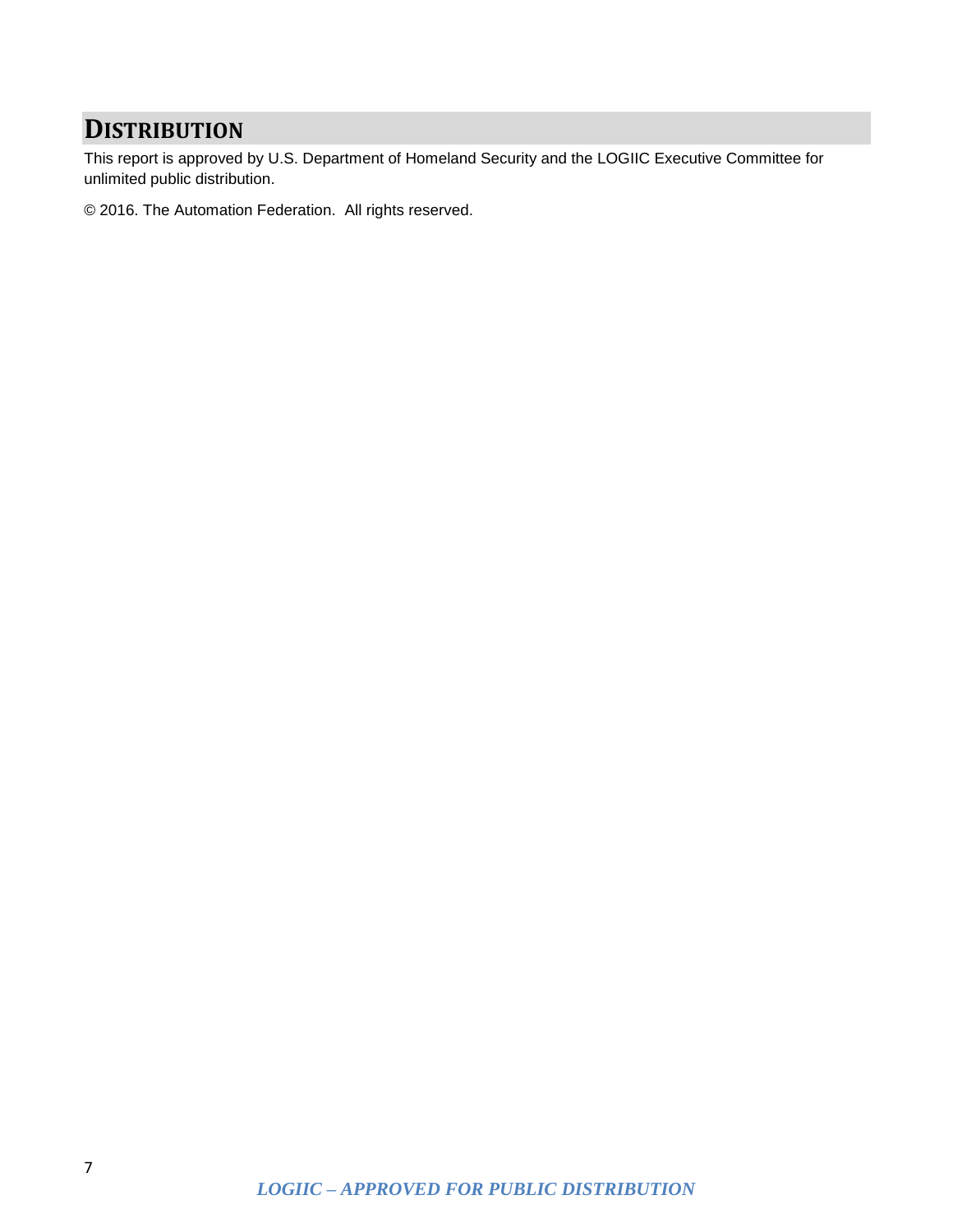# DISTRIBUTION

This report is approved by U.S. Department of Homeland Security and the LOGIIC Executive Committee for unlimited public distribution.

© 2016. The Automation Federation. All rights reserved.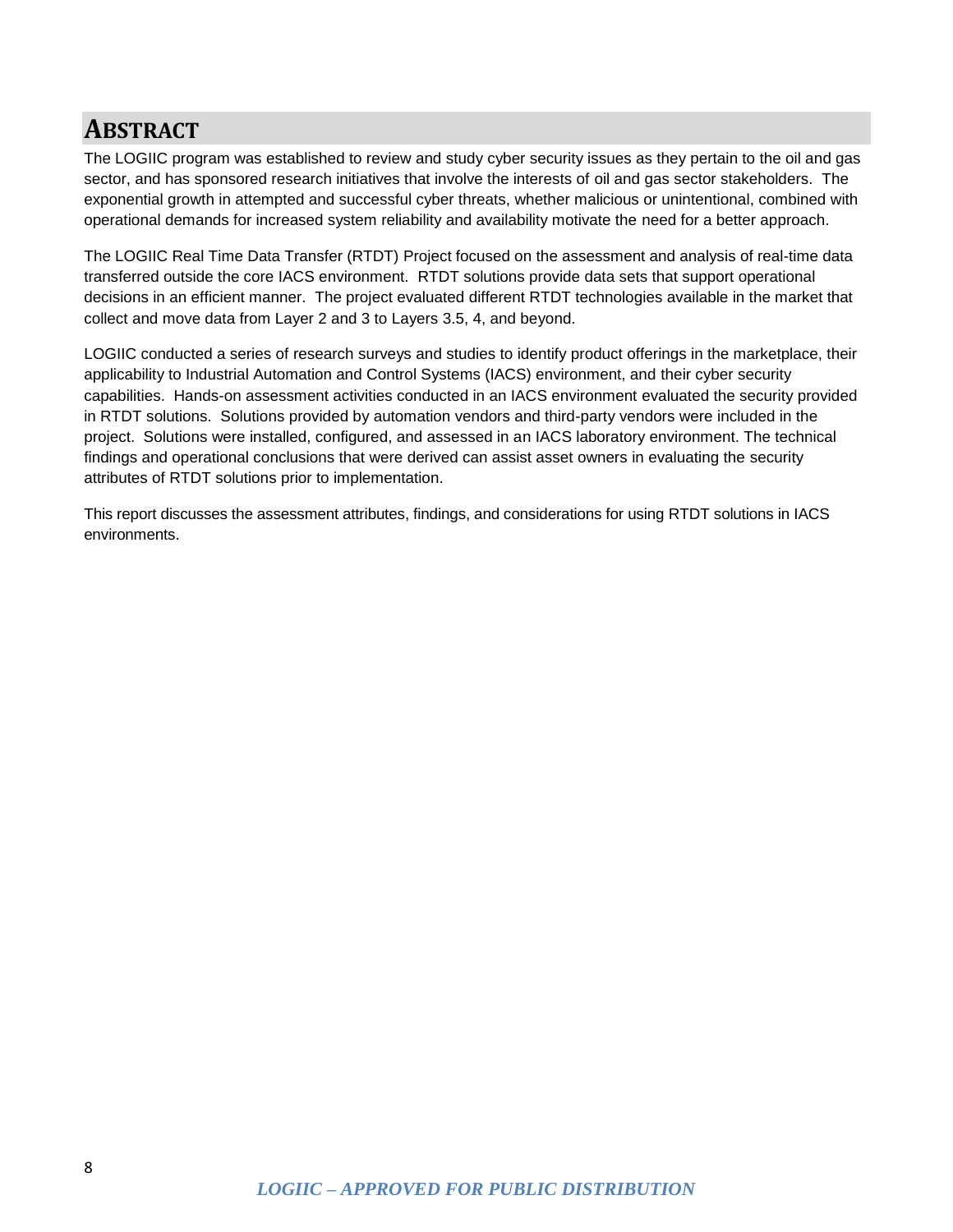# ABSTRACT

The LOGIIC program was established to review and study cyber security issues as they pertain to the oil and gas sector, and has sponsored research initiatives that involve the interests of oil and gas sector stakeholders. The exponential growth in attempted and successful cyber threats, whether malicious or unintentional, combined with operational demands for increased system reliability and availability motivate the need for a better approach.

The LOGIIC Real Time Data Transfer (RTDT) Project focused on the assessment and analysis of real-time data transferred outside the core IACS environment. RTDT solutions provide data sets that support operational decisions in an efficient manner. The project evaluated different RTDT technologies available in the market that collect and move data from Layer 2 and 3 to Layers 3.5, 4, and beyond.

LOGIIC conducted a series of research surveys and studies to identify product offerings in the marketplace, their applicability to Industrial Automation and Control Systems (IACS) environment, and their cyber security capabilities. Hands-on assessment activities conducted in an IACS environment evaluated the security provided in RTDT solutions. Solutions provided by automation vendors and third-party vendors were included in the project. Solutions were installed, configured, and assessed in an IACS laboratory environment. The technical findings and operational conclusions that were derived can assist asset owners in evaluating the security attributes of RTDT solutions prior to implementation.

This report discusses the assessment attributes, findings, and considerations for using RTDT solutions in IACS environments.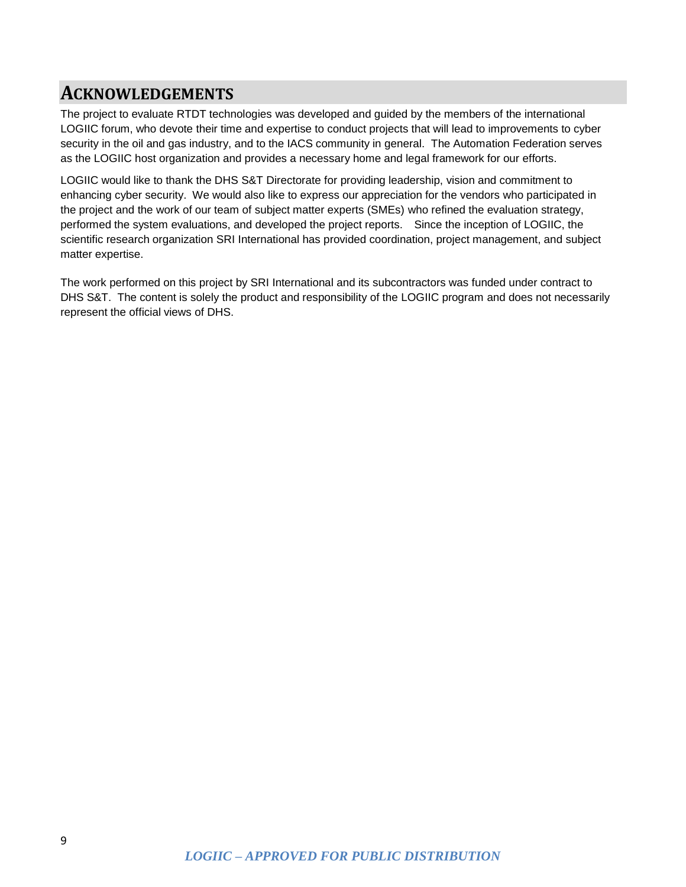# ACKNOWLEDGEMENTS

The project to evaluate RTDT technologies was developed and guided by the members of the international LOGIIC forum, who devote their time and expertise to conduct projects that will lead to improvements to cyber security in the oil and gas industry, and to the IACS community in general. The Automation Federation serves as the LOGIIC host organization and provides a necessary home and legal framework for our efforts.

LOGIIC would like to thank the DHS S&T Directorate for providing leadership, vision and commitment to enhancing cyber security. We would also like to express our appreciation for the vendors who participated in the project and the work of our team of subject matter experts (SMEs) who refined the evaluation strategy, performed the system evaluations, and developed the project reports. Since the inception of LOGIIC, the scientific research organization SRI International has provided coordination, project management, and subject matter expertise.

The work performed on this project by SRI International and its subcontractors was funded under contract to DHS S&T. The content is solely the product and responsibility of the LOGIIC program and does not necessarily represent the official views of DHS.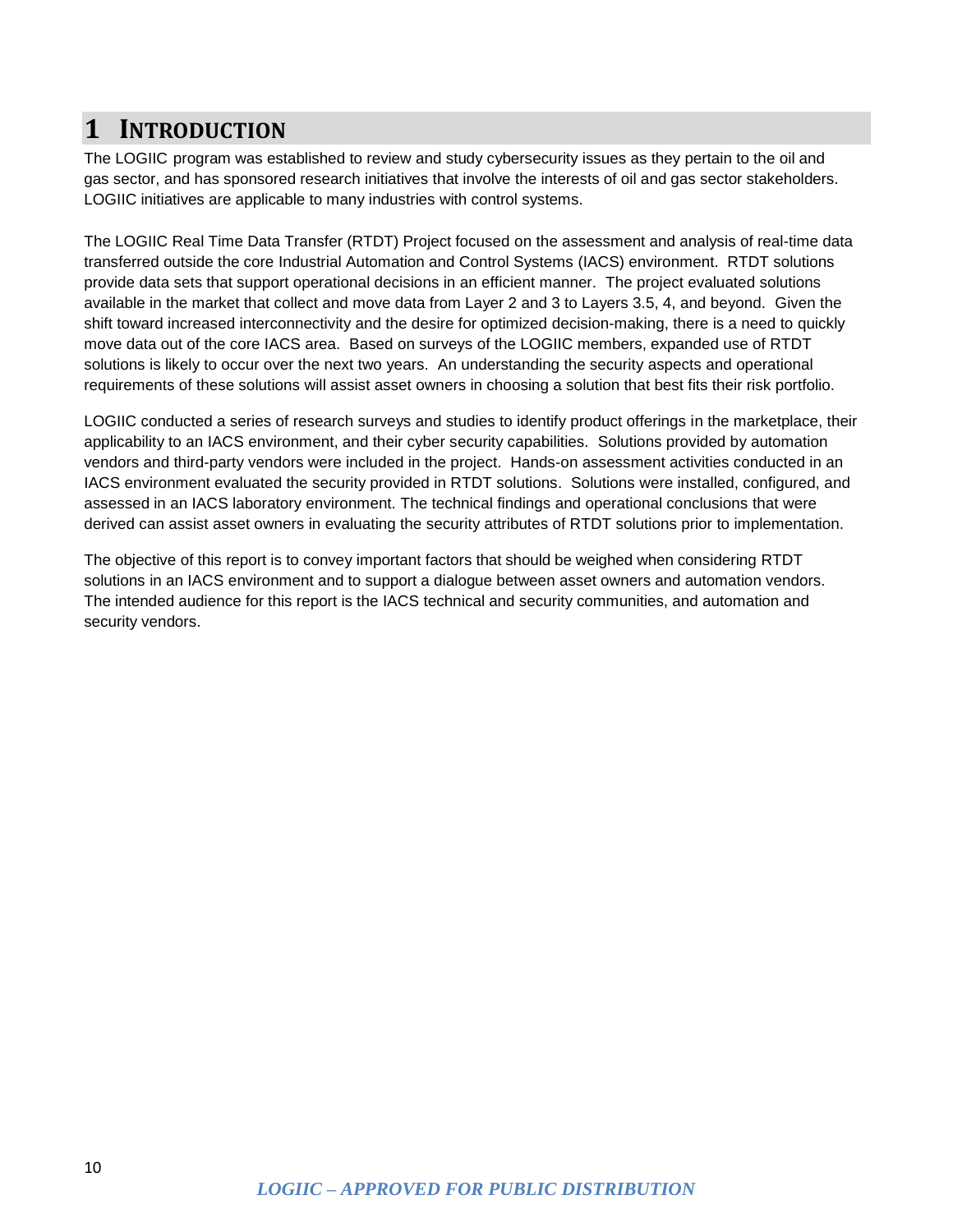# 1 INTRODUCTION

The LOGIIC program was established to review and study cybersecurity issues as they pertain to the oil and gas sector, and has sponsored research initiatives that involve the interests of oil and gas sector stakeholders. LOGIIC initiatives are applicable to many industries with control systems.

The LOGIIC Real Time Data Transfer (RTDT) Project focused on the assessment and analysis of real-time data transferred outside the core Industrial Automation and Control Systems (IACS) environment. RTDT solutions provide data sets that support operational decisions in an efficient manner. The project evaluated solutions available in the market that collect and move data from Layer 2 and 3 to Layers 3.5, 4, and beyond. Given the shift toward increased interconnectivity and the desire for optimized decision-making, there is a need to quickly move data out of the core IACS area. Based on surveys of the LOGIIC members, expanded use of RTDT solutions is likely to occur over the next two years. An understanding the security aspects and operational requirements of these solutions will assist asset owners in choosing a solution that best fits their risk portfolio.

LOGIIC conducted a series of research surveys and studies to identify product offerings in the marketplace, their applicability to an IACS environment, and their cyber security capabilities. Solutions provided by automation vendors and third-party vendors were included in the project. Hands-on assessment activities conducted in an IACS environment evaluated the security provided in RTDT solutions. Solutions were installed, configured, and assessed in an IACS laboratory environment. The technical findings and operational conclusions that were derived can assist asset owners in evaluating the security attributes of RTDT solutions prior to implementation.

The objective of this report is to convey important factors that should be weighed when considering RTDT solutions in an IACS environment and to support a dialogue between asset owners and automation vendors. The intended audience for this report is the IACS technical and security communities, and automation and security vendors.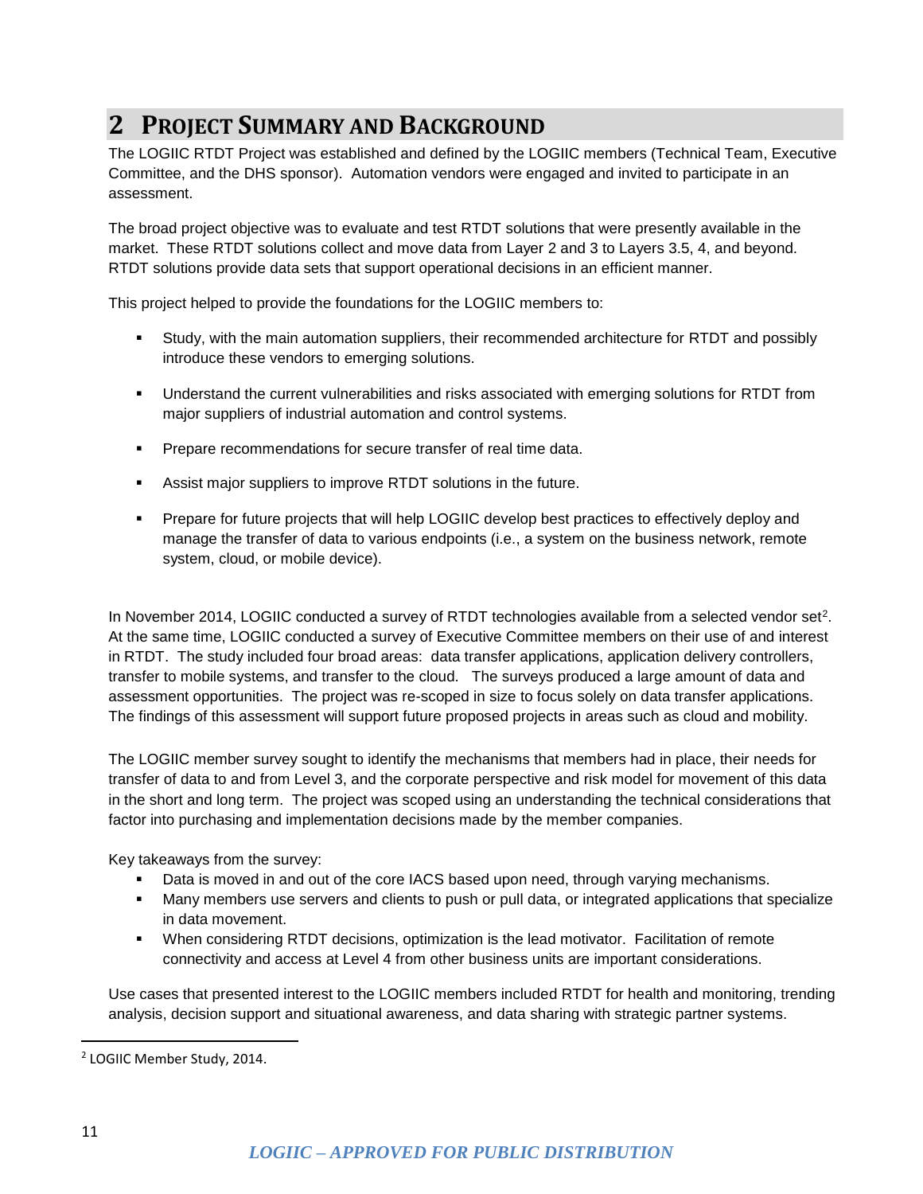# 2 PROJECT SUMMARY AND BACKGROUND

The LOGIIC RTDT Project was established and defined by the LOGIIC members (Technical Team, Executive Committee, and the DHS sponsor). Automation vendors were engaged and invited to participate in an assessment.

The broad project objective was to evaluate and test RTDT solutions that were presently available in the market. These RTDT solutions collect and move data from Layer 2 and 3 to Layers 3.5, 4, and beyond. RTDT solutions provide data sets that support operational decisions in an efficient manner.

This project helped to provide the foundations for the LOGIIC members to:

- Study, with the main automation suppliers, their recommended architecture for RTDT and possibly introduce these vendors to emerging solutions.
- Understand the current vulnerabilities and risks associated with emerging solutions for RTDT from major suppliers of industrial automation and control systems.
- Prepare recommendations for secure transfer of real time data.
- Assist major suppliers to improve RTDT solutions in the future.
- Prepare for future projects that will help LOGIIC develop best practices to effectively deploy and manage the transfer of data to various endpoints (i.e., a system on the business network, remote system, cloud, or mobile device).

In November 2014, LOGIIC conducted a survey of RTDT technologies available from a selected vendor set[2]. At the same time, LOGIIC conducted a survey of Executive Committee members on their use of and interest in RTDT. The study included four broad areas: data transfer applications, application delivery controllers, transfer to mobile systems, and transfer to the cloud. The surveys produced a large amount of data and assessment opportunities. The project was re-scoped in size to focus solely on data transfer applications. The findings of this assessment will support future proposed projects in areas such as cloud and mobility.

The LOGIIC member survey sought to identify the mechanisms that members had in place, their needs for transfer of data to and from Level 3, and the corporate perspective and risk model for movement of this data in the short and long term. The project was scoped using an understanding the technical considerations that factor into purchasing and implementation decisions made by the member companies.

Key takeaways from the survey:

- Data is moved in and out of the core IACS based upon need, through varying mechanisms.
- Many members use servers and clients to push or pull data, or integrated applications that specialize in data movement.
- When considering RTDT decisions, optimization is the lead motivator. Facilitation of remote connectivity and access at Level 4 from other business units are important considerations.

Use cases that presented interest to the LOGIIC members included RTDT for health and monitoring, trending analysis, decision support and situational awareness, and data sharing with strategic partner systems.

[2] LOGIIC Member Study, 2014.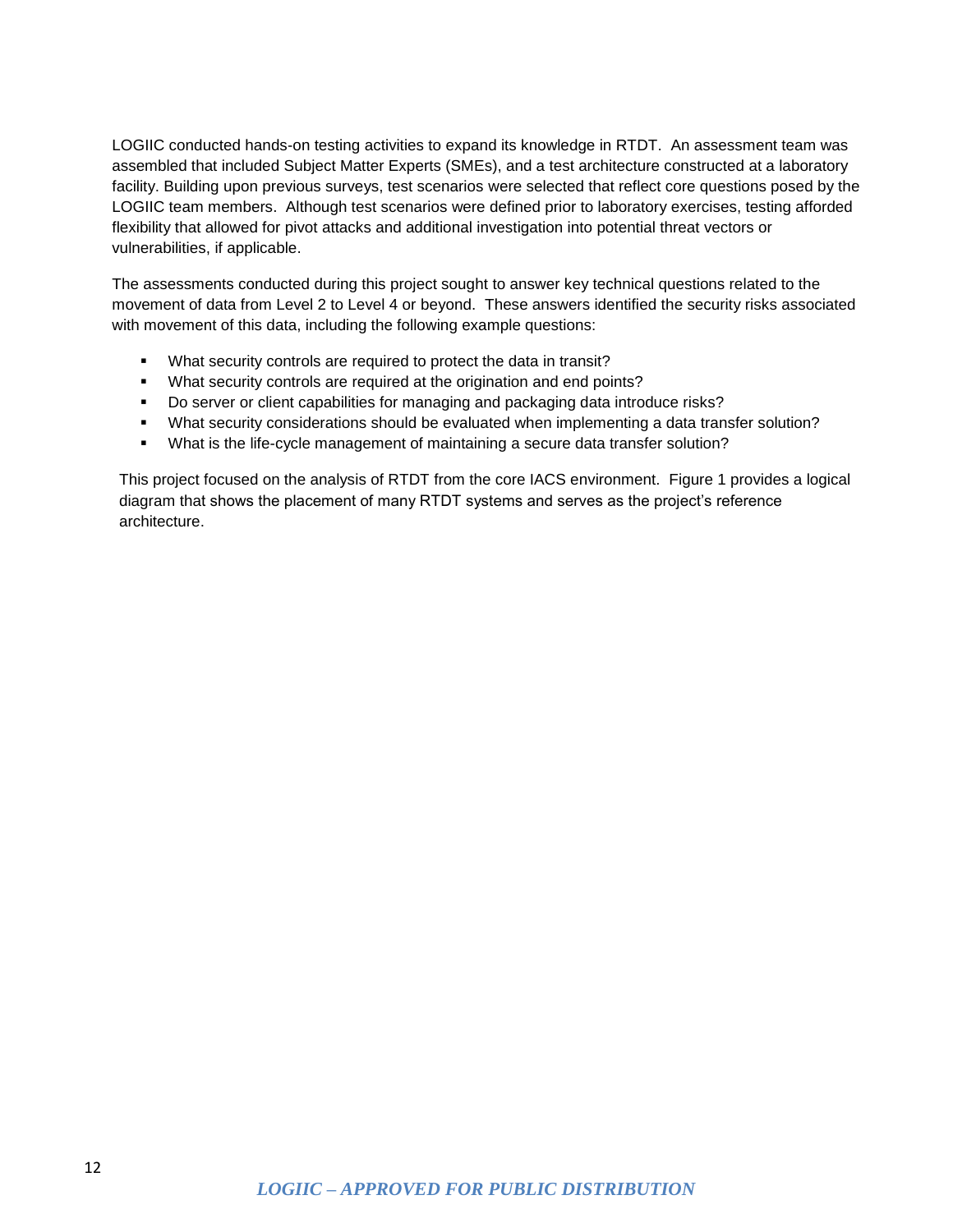LOGIIC conducted hands-on testing activities to expand its knowledge in RTDT. An assessment team was assembled that included Subject Matter Experts (SMEs), and a test architecture constructed at a laboratory facility. Building upon previous surveys, test scenarios were selected that reflect core questions posed by the LOGIIC team members. Although test scenarios were defined prior to laboratory exercises, testing afforded flexibility that allowed for pivot attacks and additional investigation into potential threat vectors or vulnerabilities, if applicable.

The assessments conducted during this project sought to answer key technical questions related to the movement of data from Level 2 to Level 4 or beyond. These answers identified the security risks associated with movement of this data, including the following example questions:

- What security controls are required to protect the data in transit?
- What security controls are required at the origination and end points?
- Do server or client capabilities for managing and packaging data introduce risks?
- What security considerations should be evaluated when implementing a data transfer solution?
- What is the life-cycle management of maintaining a secure data transfer solution?

This project focused on the analysis of RTDT from the core IACS environment. Figure 1 provides a logical diagram that shows the placement of many RTDT systems and serves as the project's reference architecture.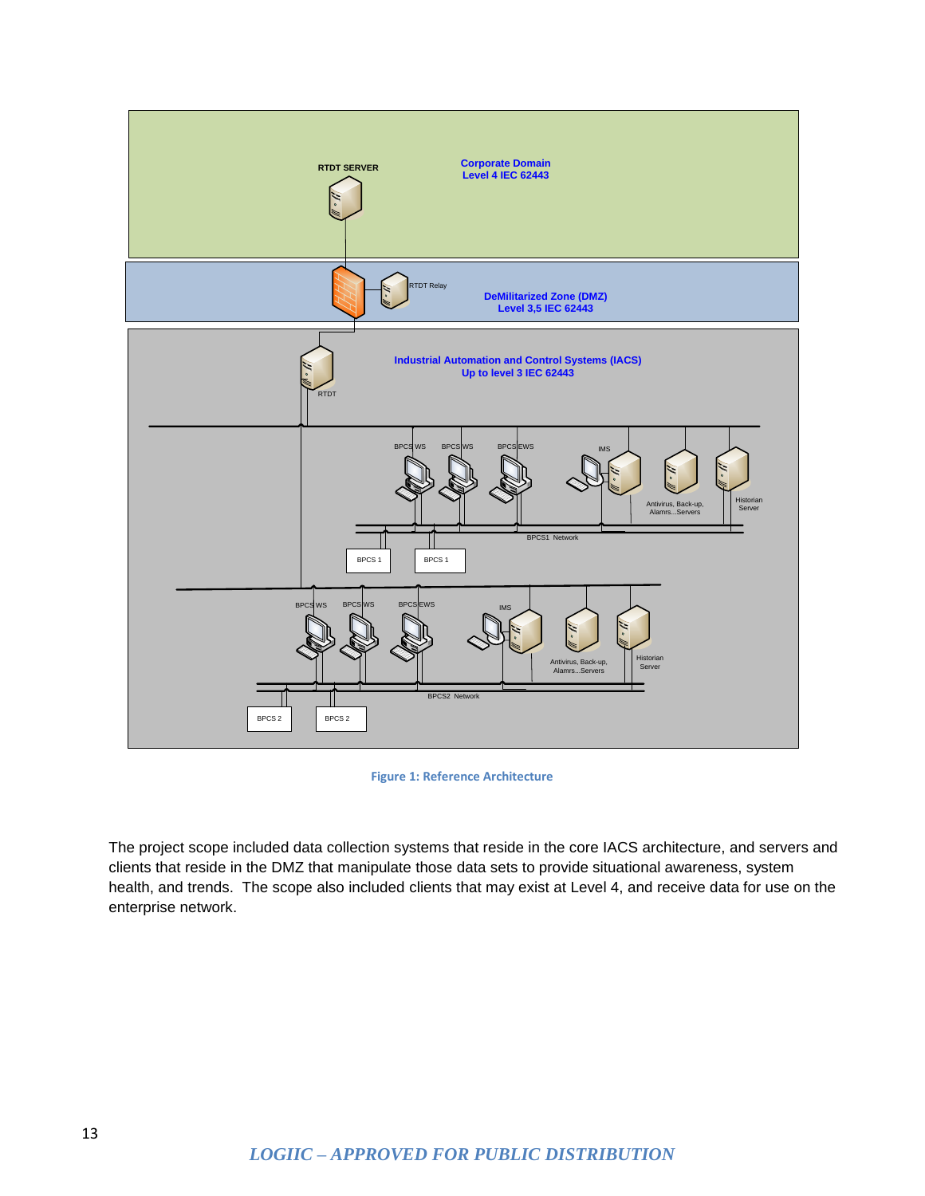Figure 1: Reference Architecture

The project scope included data collection systems that reside in the core IACS architecture, and servers and clients that reside in the DMZ that manipulate those data sets to provide situational awareness, system health, and trends. The scope also included clients that may exist at Level 4, and receive data for use on the enterprise network.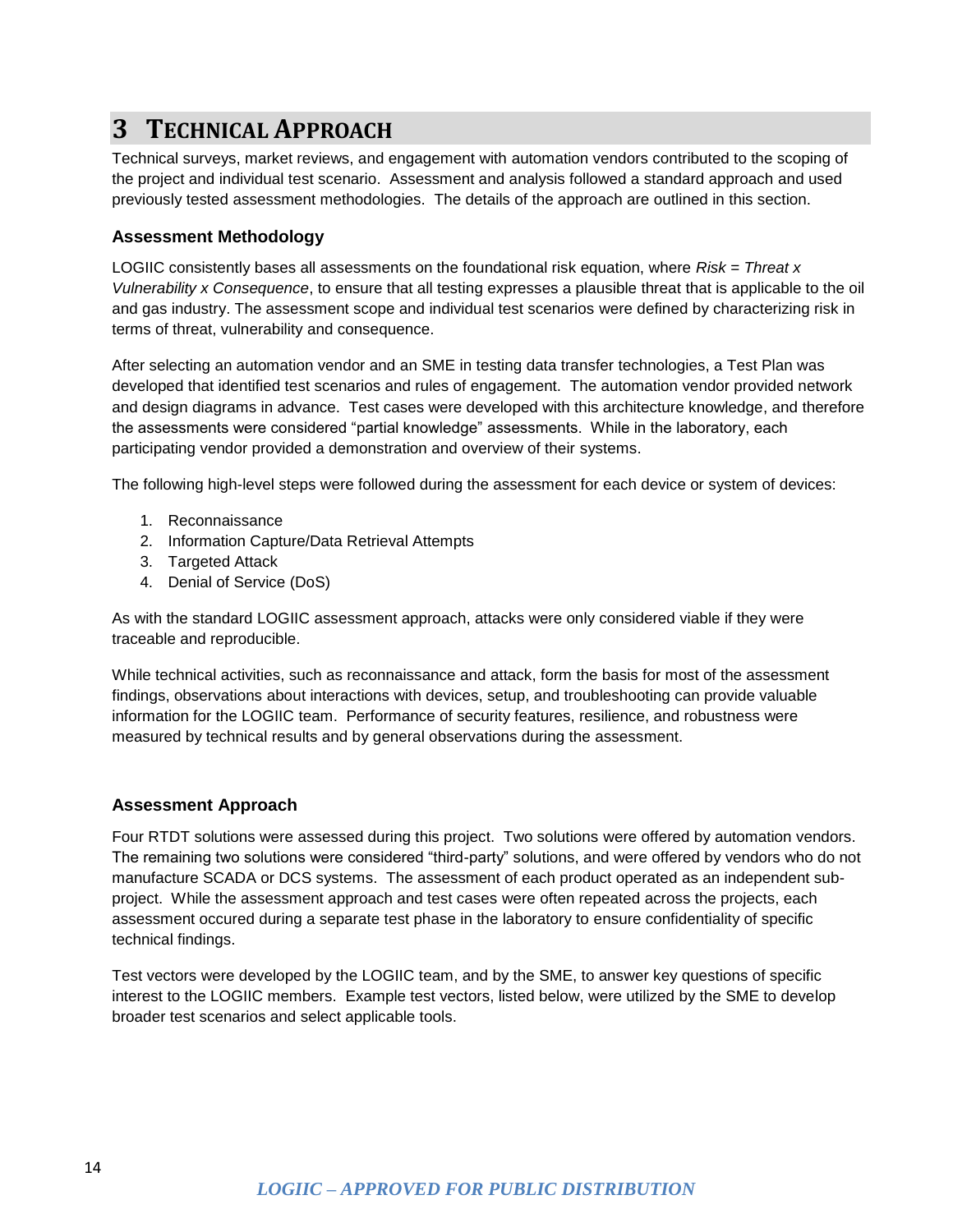# 3 Technical Approach

Technical surveys, market reviews, and engagement with automation vendors contributed to the scoping of the project and individual test scenario. Assessment and analysis followed a standard approach and used previously tested assessment methodologies. The details of the approach are outlined in this section.

### Assessment Methodology

LOGIIC consistently bases all assessments on the foundational risk equation, where *Risk = Threat x Vulnerability x Consequence*, to ensure that all testing expresses a plausible threat that is applicable to the oil and gas industry. The assessment scope and individual test scenarios were defined by characterizing risk in terms of threat, vulnerability and consequence.

After selecting an automation vendor and an SME in testing data transfer technologies, a Test Plan was developed that identified test scenarios and rules of engagement. The automation vendor provided network and design diagrams in advance. Test cases were developed with this architecture knowledge, and therefore the assessments were considered "partial knowledge" assessments. While in the laboratory, each participating vendor provided a demonstration and overview of their systems.

The following high-level steps were followed during the assessment for each device or system of devices:

1. Reconnaissance
2. Information Capture/Data Retrieval Attempts
3. Targeted Attack
4. Denial of Service (DoS)

As with the standard LOGIIC assessment approach, attacks were only considered viable if they were traceable and reproducible.

While technical activities, such as reconnaissance and attack, form the basis for most of the assessment findings, observations about interactions with devices, setup, and troubleshooting can provide valuable information for the LOGIIC team. Performance of security features, resilience, and robustness were measured by technical results and by general observations during the assessment.

### Assessment Approach

Four RTDT solutions were assessed during this project. Two solutions were offered by automation vendors. The remaining two solutions were considered "third-party" solutions, and were offered by vendors who do not manufacture SCADA or DCS systems. The assessment of each product operated as an independent sub-project. While the assessment approach and test cases were often repeated across the projects, each assessment occured during a separate test phase in the laboratory to ensure confidentiality of specific technical findings.

Test vectors were developed by the LOGIIC team, and by the SME, to answer key questions of specific interest to the LOGIIC members. Example test vectors, listed below, were utilized by the SME to develop broader test scenarios and select applicable tools.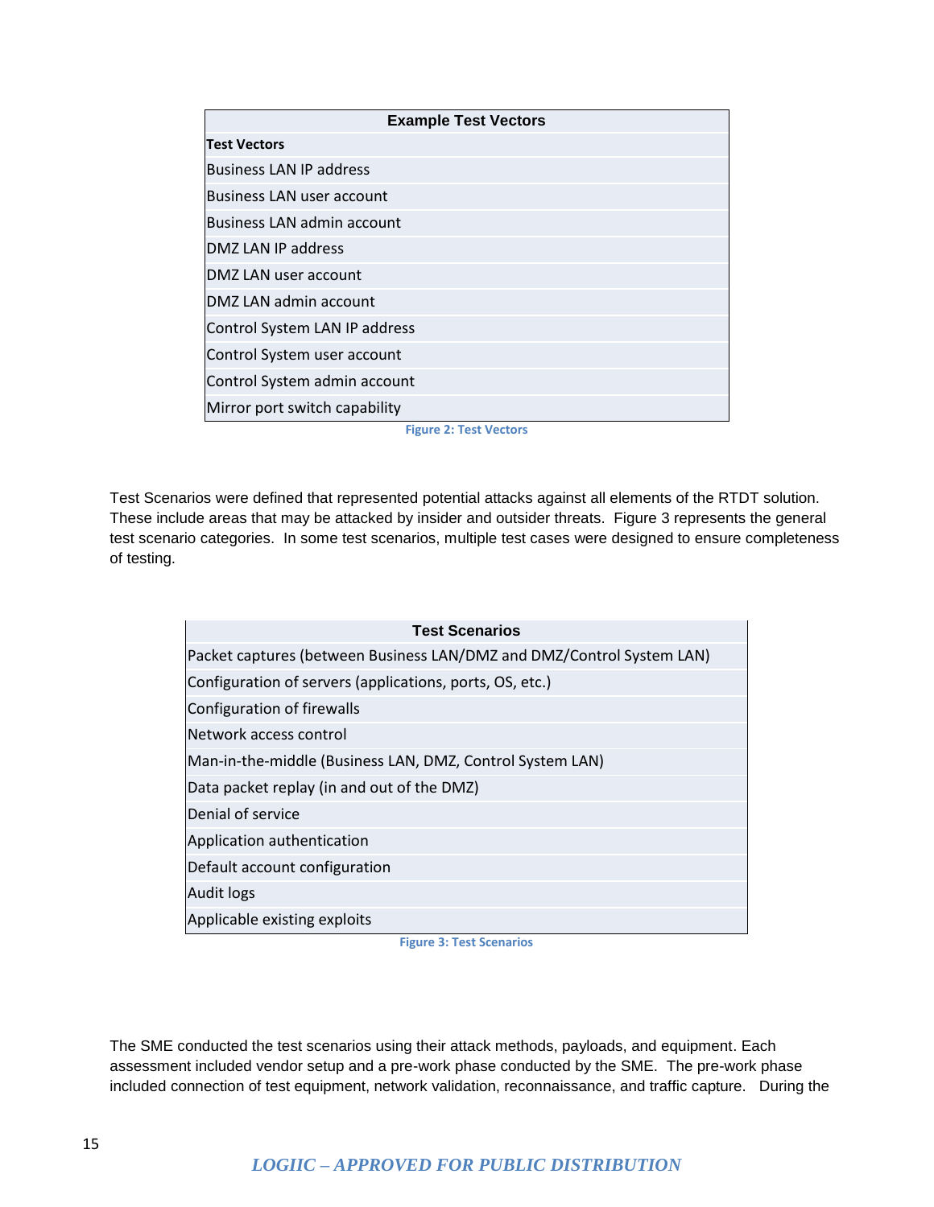| Example Test Vectors |
| --- |
| **Test Vectors** |
| Business LAN IP address |
| Business LAN user account |
| Business LAN admin account |
| DMZ LAN IP address |
| DMZ LAN user account |
| DMZ LAN admin account |
| Control System LAN IP address |
| Control System user account |
| Control System admin account |
| Mirror port switch capability |

Figure 2: Test Vectors

Test Scenarios were defined that represented potential attacks against all elements of the RTDT solution. These include areas that may be attacked by insider and outsider threats. Figure 3 represents the general test scenario categories. In some test scenarios, multiple test cases were designed to ensure completeness of testing.

| Test Scenarios |
| --- |
| Packet captures (between Business LAN/DMZ and DMZ/Control System LAN) |
| Configuration of servers (applications, ports, OS, etc.) |
| Configuration of firewalls |
| Network access control |
| Man-in-the-middle (Business LAN, DMZ, Control System LAN) |
| Data packet replay (in and out of the DMZ) |
| Denial of service |
| Application authentication |
| Default account configuration |
| Audit logs |
| Applicable existing exploits |

Figure 3: Test Scenarios

The SME conducted the test scenarios using their attack methods, payloads, and equipment. Each assessment included vendor setup and a pre-work phase conducted by the SME. The pre-work phase included connection of test equipment, network validation, reconnaissance, and traffic capture. During the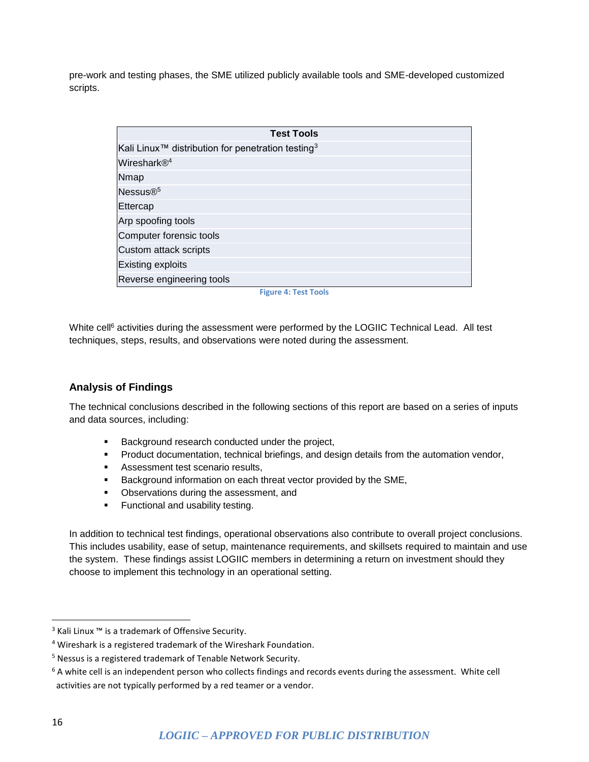pre-work and testing phases, the SME utilized publicly available tools and SME-developed customized scripts.

| Test Tools |
| --- |
| Kali Linux™ distribution for penetration testing[3] |
| Wireshark®[4] |
| Nmap |
| Nessus®[5] |
| Ettercap |
| Arp spoofing tools |
| Computer forensic tools |
| Custom attack scripts |
| Existing exploits |
| Reverse engineering tools |

**Figure 4: Test Tools**

White cell[6] activities during the assessment were performed by the LOGIIC Technical Lead. All test techniques, steps, results, and observations were noted during the assessment.

### Analysis of Findings

The technical conclusions described in the following sections of this report are based on a series of inputs and data sources, including:

- Background research conducted under the project,
- Product documentation, technical briefings, and design details from the automation vendor,
- Assessment test scenario results,
- Background information on each threat vector provided by the SME,
- Observations during the assessment, and
- Functional and usability testing.

In addition to technical test findings, operational observations also contribute to overall project conclusions. This includes usability, ease of setup, maintenance requirements, and skillsets required to maintain and use the system. These findings assist LOGIIC members in determining a return on investment should they choose to implement this technology in an operational setting.

---

[3] Kali Linux ™ is a trademark of Offensive Security.

[4] Wireshark is a registered trademark of the Wireshark Foundation.

[5] Nessus is a registered trademark of Tenable Network Security.

[6] A white cell is an independent person who collects findings and records events during the assessment. White cell activities are not typically performed by a red teamer or a vendor.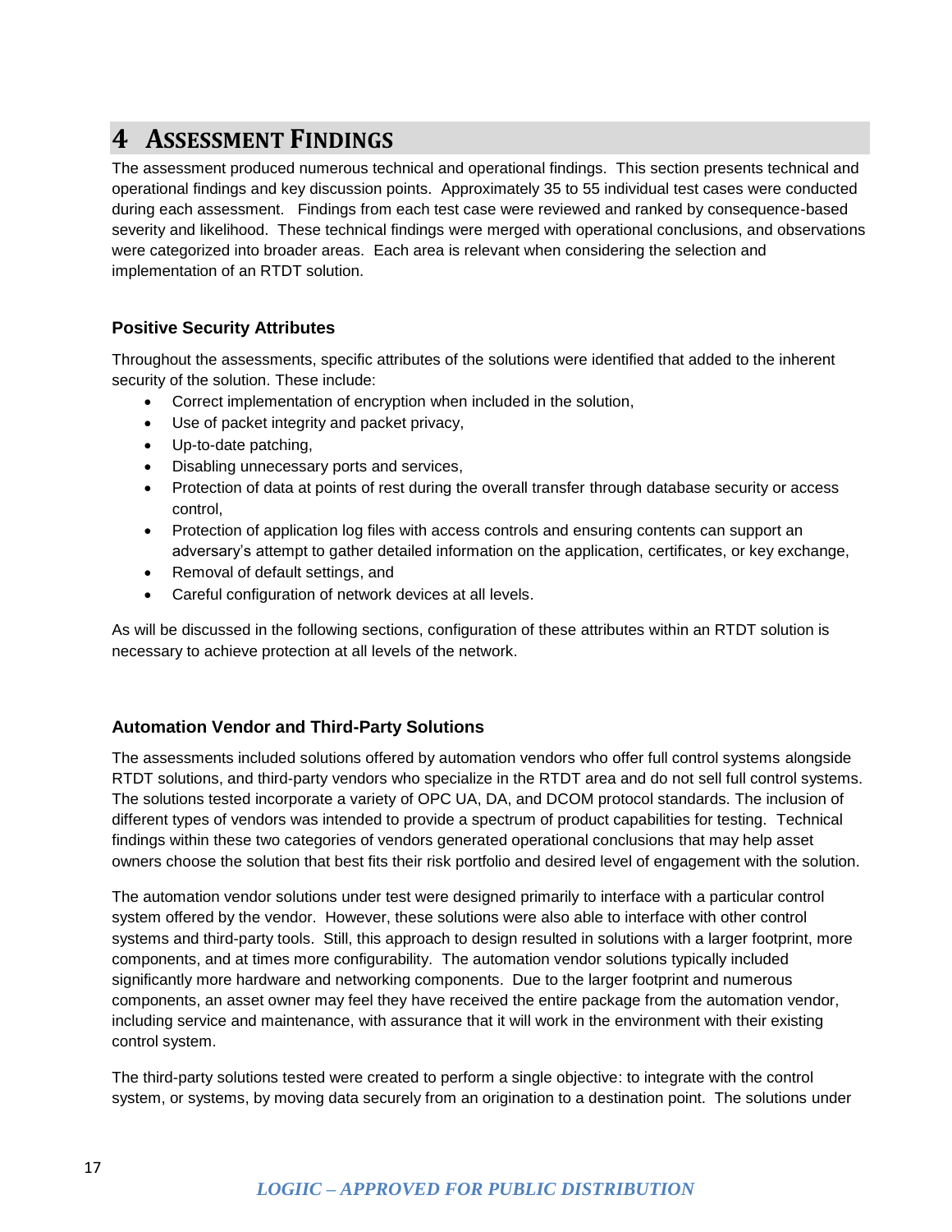# 4 Assessment Findings

The assessment produced numerous technical and operational findings. This section presents technical and operational findings and key discussion points. Approximately 35 to 55 individual test cases were conducted during each assessment. Findings from each test case were reviewed and ranked by consequence-based severity and likelihood. These technical findings were merged with operational conclusions, and observations were categorized into broader areas. Each area is relevant when considering the selection and implementation of an RTDT solution.

### Positive Security Attributes

Throughout the assessments, specific attributes of the solutions were identified that added to the inherent security of the solution. These include:

- Correct implementation of encryption when included in the solution,
- Use of packet integrity and packet privacy,
- Up-to-date patching,
- Disabling unnecessary ports and services,
- Protection of data at points of rest during the overall transfer through database security or access control,
- Protection of application log files with access controls and ensuring contents can support an adversary's attempt to gather detailed information on the application, certificates, or key exchange,
- Removal of default settings, and
- Careful configuration of network devices at all levels.

As will be discussed in the following sections, configuration of these attributes within an RTDT solution is necessary to achieve protection at all levels of the network.

### Automation Vendor and Third-Party Solutions

The assessments included solutions offered by automation vendors who offer full control systems alongside RTDT solutions, and third-party vendors who specialize in the RTDT area and do not sell full control systems. The solutions tested incorporate a variety of OPC UA, DA, and DCOM protocol standards. The inclusion of different types of vendors was intended to provide a spectrum of product capabilities for testing. Technical findings within these two categories of vendors generated operational conclusions that may help asset owners choose the solution that best fits their risk portfolio and desired level of engagement with the solution.

The automation vendor solutions under test were designed primarily to interface with a particular control system offered by the vendor. However, these solutions were also able to interface with other control systems and third-party tools. Still, this approach to design resulted in solutions with a larger footprint, more components, and at times more configurability. The automation vendor solutions typically included significantly more hardware and networking components. Due to the larger footprint and numerous components, an asset owner may feel they have received the entire package from the automation vendor, including service and maintenance, with assurance that it will work in the environment with their existing control system.

The third-party solutions tested were created to perform a single objective: to integrate with the control system, or systems, by moving data securely from an origination to a destination point. The solutions under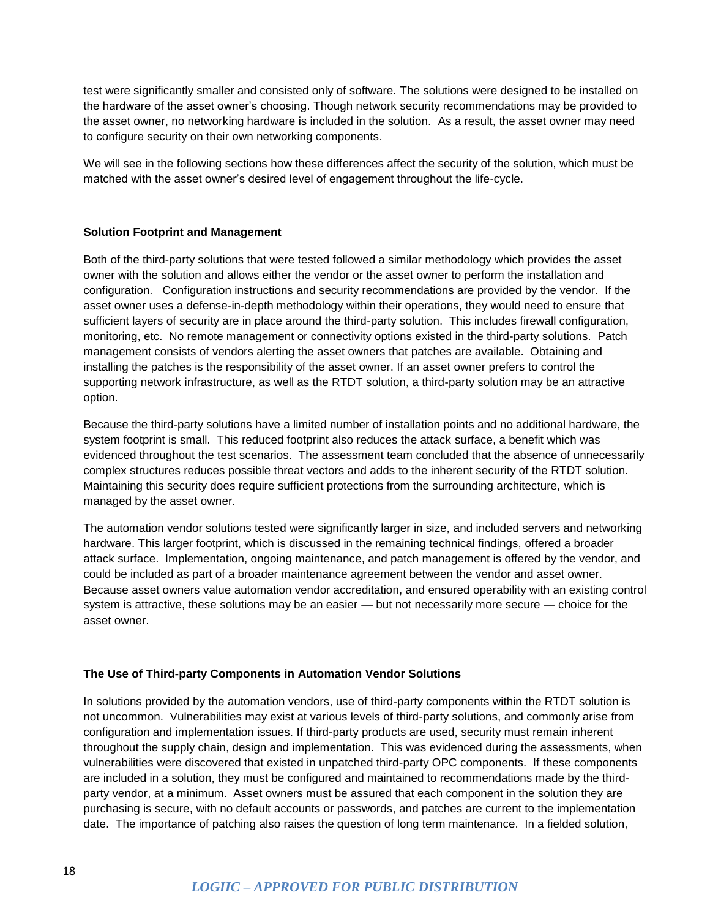test were significantly smaller and consisted only of software. The solutions were designed to be installed on the hardware of the asset owner's choosing. Though network security recommendations may be provided to the asset owner, no networking hardware is included in the solution. As a result, the asset owner may need to configure security on their own networking components.

We will see in the following sections how these differences affect the security of the solution, which must be matched with the asset owner's desired level of engagement throughout the life-cycle.

**Solution Footprint and Management**

Both of the third-party solutions that were tested followed a similar methodology which provides the asset owner with the solution and allows either the vendor or the asset owner to perform the installation and configuration. Configuration instructions and security recommendations are provided by the vendor. If the asset owner uses a defense-in-depth methodology within their operations, they would need to ensure that sufficient layers of security are in place around the third-party solution. This includes firewall configuration, monitoring, etc. No remote management or connectivity options existed in the third-party solutions. Patch management consists of vendors alerting the asset owners that patches are available. Obtaining and installing the patches is the responsibility of the asset owner. If an asset owner prefers to control the supporting network infrastructure, as well as the RTDT solution, a third-party solution may be an attractive option.

Because the third-party solutions have a limited number of installation points and no additional hardware, the system footprint is small. This reduced footprint also reduces the attack surface, a benefit which was evidenced throughout the test scenarios. The assessment team concluded that the absence of unnecessarily complex structures reduces possible threat vectors and adds to the inherent security of the RTDT solution. Maintaining this security does require sufficient protections from the surrounding architecture, which is managed by the asset owner.

The automation vendor solutions tested were significantly larger in size, and included servers and networking hardware. This larger footprint, which is discussed in the remaining technical findings, offered a broader attack surface. Implementation, ongoing maintenance, and patch management is offered by the vendor, and could be included as part of a broader maintenance agreement between the vendor and asset owner. Because asset owners value automation vendor accreditation, and ensured operability with an existing control system is attractive, these solutions may be an easier — but not necessarily more secure — choice for the asset owner.

**The Use of Third-party Components in Automation Vendor Solutions**

In solutions provided by the automation vendors, use of third-party components within the RTDT solution is not uncommon. Vulnerabilities may exist at various levels of third-party solutions, and commonly arise from configuration and implementation issues. If third-party products are used, security must remain inherent throughout the supply chain, design and implementation. This was evidenced during the assessments, when vulnerabilities were discovered that existed in unpatched third-party OPC components. If these components are included in a solution, they must be configured and maintained to recommendations made by the third-party vendor, at a minimum. Asset owners must be assured that each component in the solution they are purchasing is secure, with no default accounts or passwords, and patches are current to the implementation date. The importance of patching also raises the question of long term maintenance. In a fielded solution,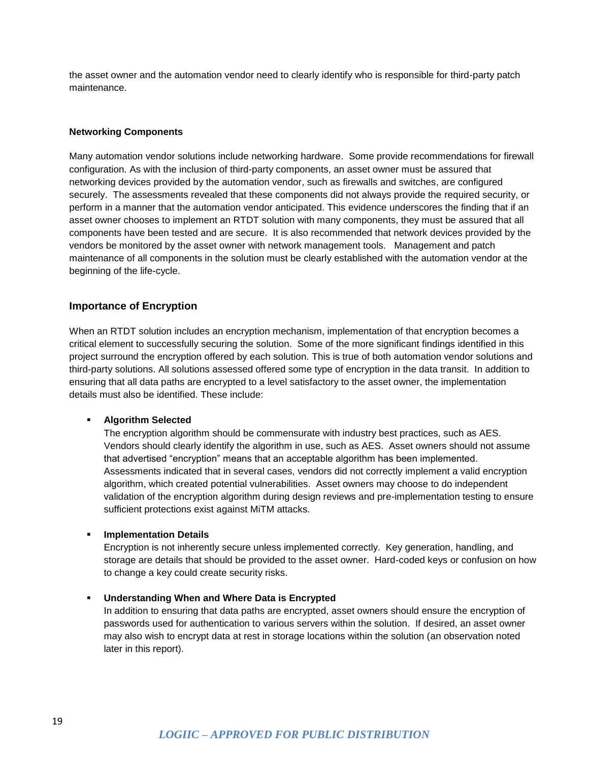the asset owner and the automation vendor need to clearly identify who is responsible for third-party patch maintenance.

**Networking Components**

Many automation vendor solutions include networking hardware. Some provide recommendations for firewall configuration. As with the inclusion of third-party components, an asset owner must be assured that networking devices provided by the automation vendor, such as firewalls and switches, are configured securely. The assessments revealed that these components did not always provide the required security, or perform in a manner that the automation vendor anticipated. This evidence underscores the finding that if an asset owner chooses to implement an RTDT solution with many components, they must be assured that all components have been tested and are secure. It is also recommended that network devices provided by the vendors be monitored by the asset owner with network management tools. Management and patch maintenance of all components in the solution must be clearly established with the automation vendor at the beginning of the life-cycle.

## Importance of Encryption

When an RTDT solution includes an encryption mechanism, implementation of that encryption becomes a critical element to successfully securing the solution. Some of the more significant findings identified in this project surround the encryption offered by each solution. This is true of both automation vendor solutions and third-party solutions. All solutions assessed offered some type of encryption in the data transit. In addition to ensuring that all data paths are encrypted to a level satisfactory to the asset owner, the implementation details must also be identified. These include:

- **Algorithm Selected**
  The encryption algorithm should be commensurate with industry best practices, such as AES. Vendors should clearly identify the algorithm in use, such as AES. Asset owners should not assume that advertised "encryption" means that an acceptable algorithm has been implemented. Assessments indicated that in several cases, vendors did not correctly implement a valid encryption algorithm, which created potential vulnerabilities. Asset owners may choose to do independent validation of the encryption algorithm during design reviews and pre-implementation testing to ensure sufficient protections exist against MiTM attacks.

- **Implementation Details**
  Encryption is not inherently secure unless implemented correctly. Key generation, handling, and storage are details that should be provided to the asset owner. Hard-coded keys or confusion on how to change a key could create security risks.

- **Understanding When and Where Data is Encrypted**
  In addition to ensuring that data paths are encrypted, asset owners should ensure the encryption of passwords used for authentication to various servers within the solution. If desired, an asset owner may also wish to encrypt data at rest in storage locations within the solution (an observation noted later in this report).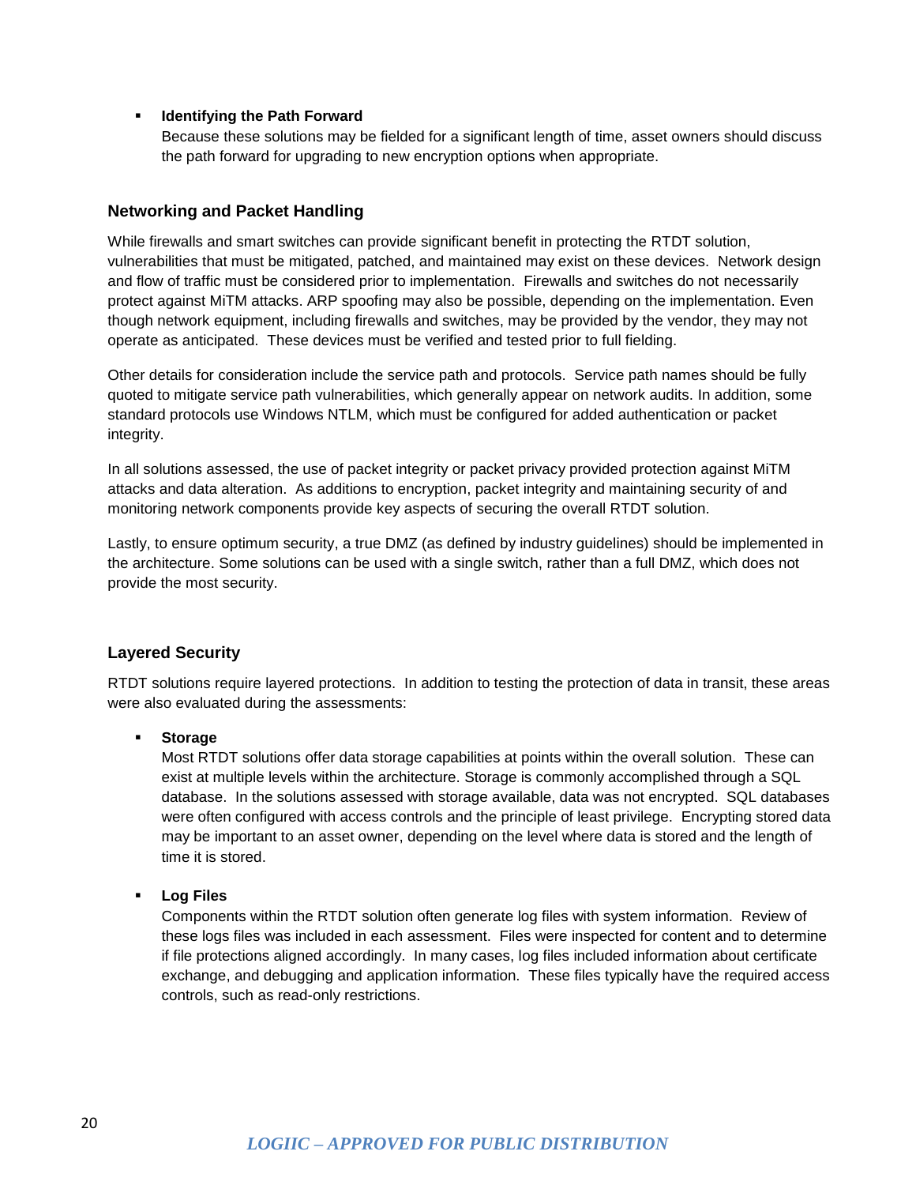- **Identifying the Path Forward**
  Because these solutions may be fielded for a significant length of time, asset owners should discuss the path forward for upgrading to new encryption options when appropriate.

### Networking and Packet Handling

While firewalls and smart switches can provide significant benefit in protecting the RTDT solution, vulnerabilities that must be mitigated, patched, and maintained may exist on these devices. Network design and flow of traffic must be considered prior to implementation. Firewalls and switches do not necessarily protect against MiTM attacks. ARP spoofing may also be possible, depending on the implementation. Even though network equipment, including firewalls and switches, may be provided by the vendor, they may not operate as anticipated. These devices must be verified and tested prior to full fielding.

Other details for consideration include the service path and protocols. Service path names should be fully quoted to mitigate service path vulnerabilities, which generally appear on network audits. In addition, some standard protocols use Windows NTLM, which must be configured for added authentication or packet integrity.

In all solutions assessed, the use of packet integrity or packet privacy provided protection against MiTM attacks and data alteration. As additions to encryption, packet integrity and maintaining security of and monitoring network components provide key aspects of securing the overall RTDT solution.

Lastly, to ensure optimum security, a true DMZ (as defined by industry guidelines) should be implemented in the architecture. Some solutions can be used with a single switch, rather than a full DMZ, which does not provide the most security.

### Layered Security

RTDT solutions require layered protections. In addition to testing the protection of data in transit, these areas were also evaluated during the assessments:

- **Storage**
  Most RTDT solutions offer data storage capabilities at points within the overall solution. These can exist at multiple levels within the architecture. Storage is commonly accomplished through a SQL database. In the solutions assessed with storage available, data was not encrypted. SQL databases were often configured with access controls and the principle of least privilege. Encrypting stored data may be important to an asset owner, depending on the level where data is stored and the length of time it is stored.

- **Log Files**
  Components within the RTDT solution often generate log files with system information. Review of these logs files was included in each assessment. Files were inspected for content and to determine if file protections aligned accordingly. In many cases, log files included information about certificate exchange, and debugging and application information. These files typically have the required access controls, such as read-only restrictions.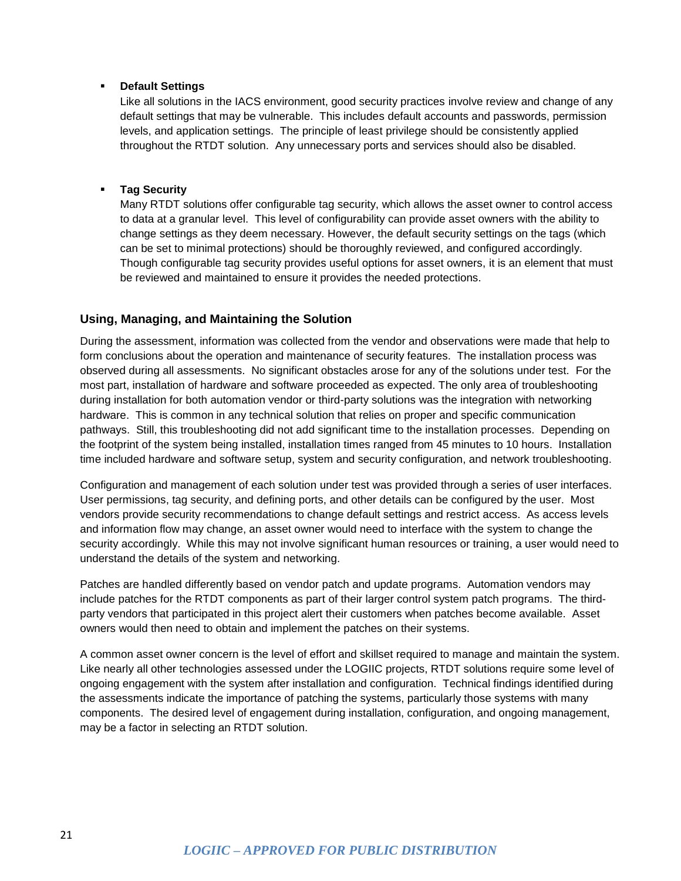- **Default Settings**
  Like all solutions in the IACS environment, good security practices involve review and change of any default settings that may be vulnerable. This includes default accounts and passwords, permission levels, and application settings. The principle of least privilege should be consistently applied throughout the RTDT solution. Any unnecessary ports and services should also be disabled.

- **Tag Security**
  Many RTDT solutions offer configurable tag security, which allows the asset owner to control access to data at a granular level. This level of configurability can provide asset owners with the ability to change settings as they deem necessary. However, the default security settings on the tags (which can be set to minimal protections) should be thoroughly reviewed, and configured accordingly. Though configurable tag security provides useful options for asset owners, it is an element that must be reviewed and maintained to ensure it provides the needed protections.

### Using, Managing, and Maintaining the Solution

During the assessment, information was collected from the vendor and observations were made that help to form conclusions about the operation and maintenance of security features. The installation process was observed during all assessments. No significant obstacles arose for any of the solutions under test. For the most part, installation of hardware and software proceeded as expected. The only area of troubleshooting during installation for both automation vendor or third-party solutions was the integration with networking hardware. This is common in any technical solution that relies on proper and specific communication pathways. Still, this troubleshooting did not add significant time to the installation processes. Depending on the footprint of the system being installed, installation times ranged from 45 minutes to 10 hours. Installation time included hardware and software setup, system and security configuration, and network troubleshooting.

Configuration and management of each solution under test was provided through a series of user interfaces. User permissions, tag security, and defining ports, and other details can be configured by the user. Most vendors provide security recommendations to change default settings and restrict access. As access levels and information flow may change, an asset owner would need to interface with the system to change the security accordingly. While this may not involve significant human resources or training, a user would need to understand the details of the system and networking.

Patches are handled differently based on vendor patch and update programs. Automation vendors may include patches for the RTDT components as part of their larger control system patch programs. The third-party vendors that participated in this project alert their customers when patches become available. Asset owners would then need to obtain and implement the patches on their systems.

A common asset owner concern is the level of effort and skillset required to manage and maintain the system. Like nearly all other technologies assessed under the LOGIIC projects, RTDT solutions require some level of ongoing engagement with the system after installation and configuration. Technical findings identified during the assessments indicate the importance of patching the systems, particularly those systems with many components. The desired level of engagement during installation, configuration, and ongoing management, may be a factor in selecting an RTDT solution.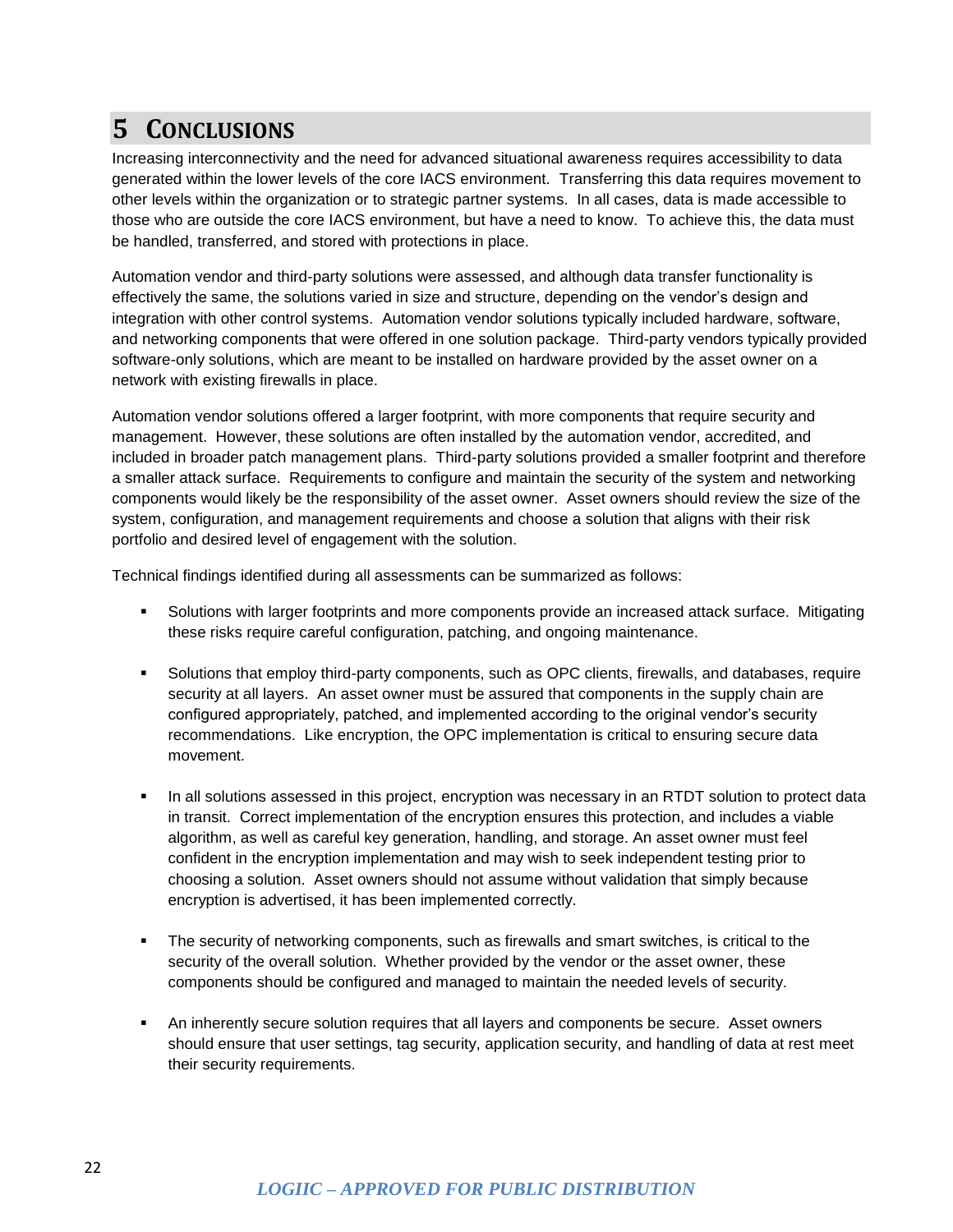# 5 Conclusions

Increasing interconnectivity and the need for advanced situational awareness requires accessibility to data generated within the lower levels of the core IACS environment. Transferring this data requires movement to other levels within the organization or to strategic partner systems. In all cases, data is made accessible to those who are outside the core IACS environment, but have a need to know. To achieve this, the data must be handled, transferred, and stored with protections in place.

Automation vendor and third-party solutions were assessed, and although data transfer functionality is effectively the same, the solutions varied in size and structure, depending on the vendor's design and integration with other control systems. Automation vendor solutions typically included hardware, software, and networking components that were offered in one solution package. Third-party vendors typically provided software-only solutions, which are meant to be installed on hardware provided by the asset owner on a network with existing firewalls in place.

Automation vendor solutions offered a larger footprint, with more components that require security and management. However, these solutions are often installed by the automation vendor, accredited, and included in broader patch management plans. Third-party solutions provided a smaller footprint and therefore a smaller attack surface. Requirements to configure and maintain the security of the system and networking components would likely be the responsibility of the asset owner. Asset owners should review the size of the system, configuration, and management requirements and choose a solution that aligns with their risk portfolio and desired level of engagement with the solution.

Technical findings identified during all assessments can be summarized as follows:

- Solutions with larger footprints and more components provide an increased attack surface. Mitigating these risks require careful configuration, patching, and ongoing maintenance.

- Solutions that employ third-party components, such as OPC clients, firewalls, and databases, require security at all layers. An asset owner must be assured that components in the supply chain are configured appropriately, patched, and implemented according to the original vendor's security recommendations. Like encryption, the OPC implementation is critical to ensuring secure data movement.

- In all solutions assessed in this project, encryption was necessary in an RTDT solution to protect data in transit. Correct implementation of the encryption ensures this protection, and includes a viable algorithm, as well as careful key generation, handling, and storage. An asset owner must feel confident in the encryption implementation and may wish to seek independent testing prior to choosing a solution. Asset owners should not assume without validation that simply because encryption is advertised, it has been implemented correctly.

- The security of networking components, such as firewalls and smart switches, is critical to the security of the overall solution. Whether provided by the vendor or the asset owner, these components should be configured and managed to maintain the needed levels of security.

- An inherently secure solution requires that all layers and components be secure. Asset owners should ensure that user settings, tag security, application security, and handling of data at rest meet their security requirements.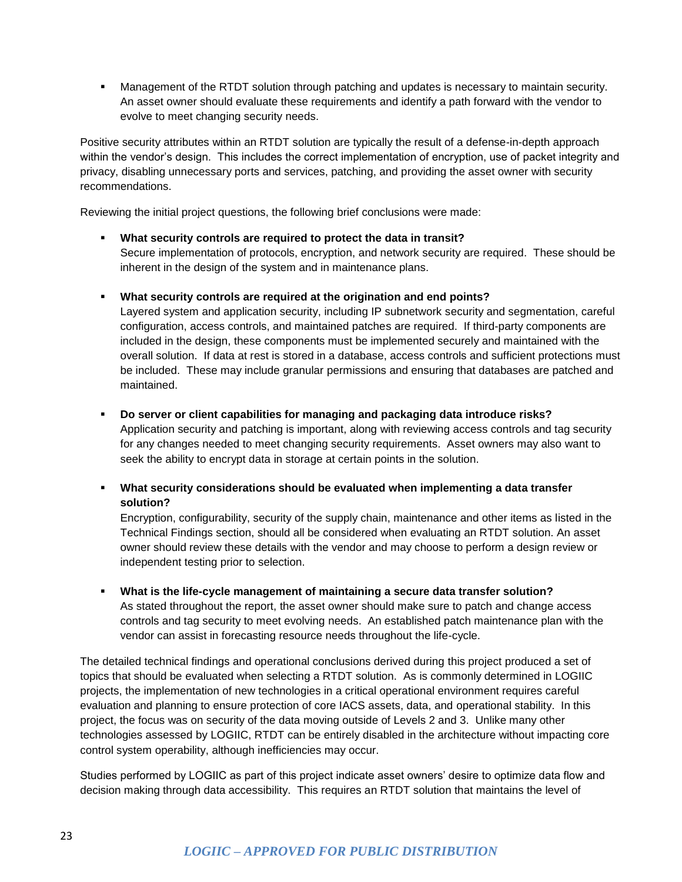- Management of the RTDT solution through patching and updates is necessary to maintain security. An asset owner should evaluate these requirements and identify a path forward with the vendor to evolve to meet changing security needs.

Positive security attributes within an RTDT solution are typically the result of a defense-in-depth approach within the vendor's design. This includes the correct implementation of encryption, use of packet integrity and privacy, disabling unnecessary ports and services, patching, and providing the asset owner with security recommendations.

Reviewing the initial project questions, the following brief conclusions were made:

- **What security controls are required to protect the data in transit?**
  Secure implementation of protocols, encryption, and network security are required. These should be inherent in the design of the system and in maintenance plans.

- **What security controls are required at the origination and end points?**
  Layered system and application security, including IP subnetwork security and segmentation, careful configuration, access controls, and maintained patches are required. If third-party components are included in the design, these components must be implemented securely and maintained with the overall solution. If data at rest is stored in a database, access controls and sufficient protections must be included. These may include granular permissions and ensuring that databases are patched and maintained.

- **Do server or client capabilities for managing and packaging data introduce risks?**
  Application security and patching is important, along with reviewing access controls and tag security for any changes needed to meet changing security requirements. Asset owners may also want to seek the ability to encrypt data in storage at certain points in the solution.

- **What security considerations should be evaluated when implementing a data transfer solution?**
  Encryption, configurability, security of the supply chain, maintenance and other items as listed in the Technical Findings section, should all be considered when evaluating an RTDT solution. An asset owner should review these details with the vendor and may choose to perform a design review or independent testing prior to selection.

- **What is the life-cycle management of maintaining a secure data transfer solution?**
  As stated throughout the report, the asset owner should make sure to patch and change access controls and tag security to meet evolving needs. An established patch maintenance plan with the vendor can assist in forecasting resource needs throughout the life-cycle.

The detailed technical findings and operational conclusions derived during this project produced a set of topics that should be evaluated when selecting a RTDT solution. As is commonly determined in LOGIIC projects, the implementation of new technologies in a critical operational environment requires careful evaluation and planning to ensure protection of core IACS assets, data, and operational stability. In this project, the focus was on security of the data moving outside of Levels 2 and 3. Unlike many other technologies assessed by LOGIIC, RTDT can be entirely disabled in the architecture without impacting core control system operability, although inefficiencies may occur.

Studies performed by LOGIIC as part of this project indicate asset owners' desire to optimize data flow and decision making through data accessibility. This requires an RTDT solution that maintains the level of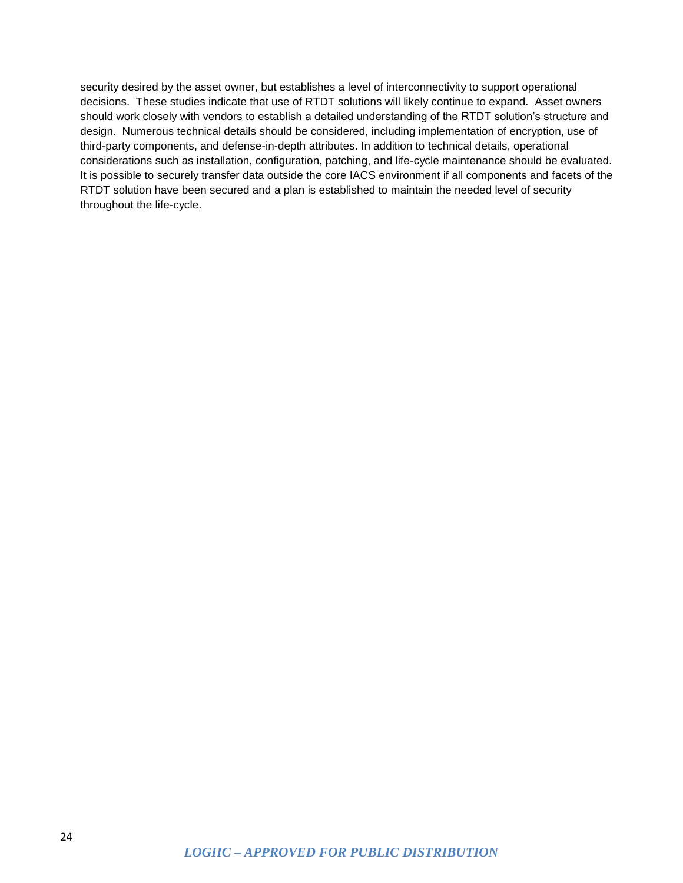security desired by the asset owner, but establishes a level of interconnectivity to support operational decisions. These studies indicate that use of RTDT solutions will likely continue to expand. Asset owners should work closely with vendors to establish a detailed understanding of the RTDT solution's structure and design. Numerous technical details should be considered, including implementation of encryption, use of third-party components, and defense-in-depth attributes. In addition to technical details, operational considerations such as installation, configuration, patching, and life-cycle maintenance should be evaluated. It is possible to securely transfer data outside the core IACS environment if all components and facets of the RTDT solution have been secured and a plan is established to maintain the needed level of security throughout the life-cycle.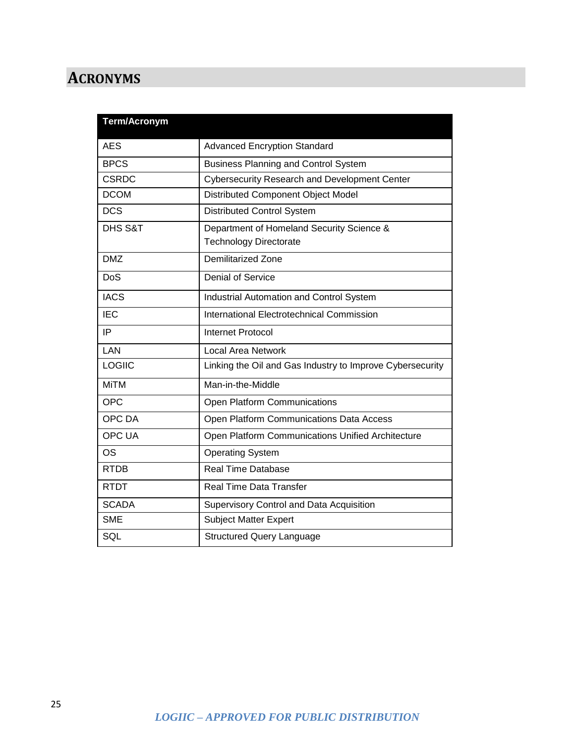# ACRONYMS

| Term/Acronym | |
|---|---|
| AES | Advanced Encryption Standard |
| BPCS | Business Planning and Control System |
| CSRDC | Cybersecurity Research and Development Center |
| DCOM | Distributed Component Object Model |
| DCS | Distributed Control System |
| DHS S&T | Department of Homeland Security Science & Technology Directorate |
| DMZ | Demilitarized Zone |
| DoS | Denial of Service |
| IACS | Industrial Automation and Control System |
| IEC | International Electrotechnical Commission |
| IP | Internet Protocol |
| LAN | Local Area Network |
| LOGIIC | Linking the Oil and Gas Industry to Improve Cybersecurity |
| MiTM | Man-in-the-Middle |
| OPC | Open Platform Communications |
| OPC DA | Open Platform Communications Data Access |
| OPC UA | Open Platform Communications Unified Architecture |
| OS | Operating System |
| RTDB | Real Time Database |
| RTDT | Real Time Data Transfer |
| SCADA | Supervisory Control and Data Acquisition |
| SME | Subject Matter Expert |
| SQL | Structured Query Language |